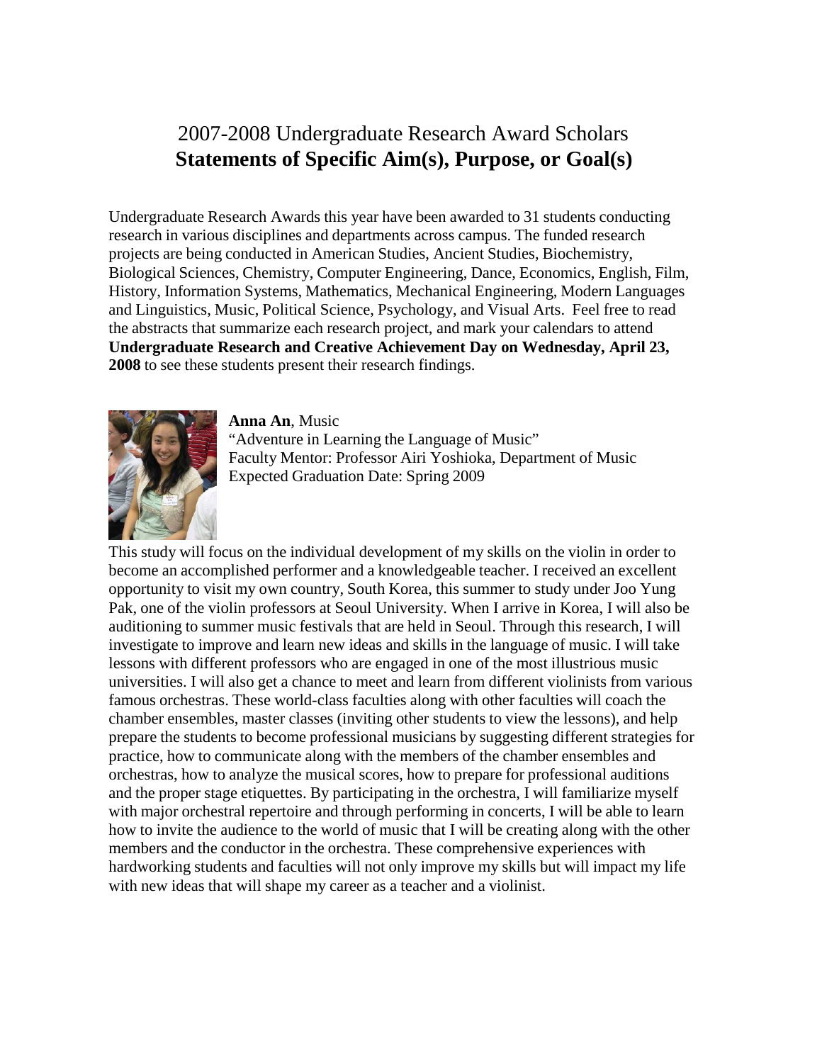# 2007-2008 Undergraduate Research Award Scholars
# **Statements of Specific Aim(s), Purpose, or Goal(s)**

Undergraduate Research Awards this year have been awarded to 31 students conducting research in various disciplines and departments across campus. The funded research projects are being conducted in American Studies, Ancient Studies, Biochemistry, Biological Sciences, Chemistry, Computer Engineering, Dance, Economics, English, Film, History, Information Systems, Mathematics, Mechanical Engineering, Modern Languages and Linguistics, Music, Political Science, Psychology, and Visual Arts. Feel free to read the abstracts that summarize each research project, and mark your calendars to attend **Undergraduate Research and Creative Achievement Day on Wednesday, April 23, 2008** to see these students present their research findings.

**Anna An**, Music
"Adventure in Learning the Language of Music"
Faculty Mentor: Professor Airi Yoshioka, Department of Music
Expected Graduation Date: Spring 2009

This study will focus on the individual development of my skills on the violin in order to become an accomplished performer and a knowledgeable teacher. I received an excellent opportunity to visit my own country, South Korea, this summer to study under Joo Yung Pak, one of the violin professors at Seoul University. When I arrive in Korea, I will also be auditioning to summer music festivals that are held in Seoul. Through this research, I will investigate to improve and learn new ideas and skills in the language of music. I will take lessons with different professors who are engaged in one of the most illustrious music universities. I will also get a chance to meet and learn from different violinists from various famous orchestras. These world-class faculties along with other faculties will coach the chamber ensembles, master classes (inviting other students to view the lessons), and help prepare the students to become professional musicians by suggesting different strategies for practice, how to communicate along with the members of the chamber ensembles and orchestras, how to analyze the musical scores, how to prepare for professional auditions and the proper stage etiquettes. By participating in the orchestra, I will familiarize myself with major orchestral repertoire and through performing in concerts, I will be able to learn how to invite the audience to the world of music that I will be creating along with the other members and the conductor in the orchestra. These comprehensive experiences with hardworking students and faculties will not only improve my skills but will impact my life with new ideas that will shape my career as a teacher and a violinist.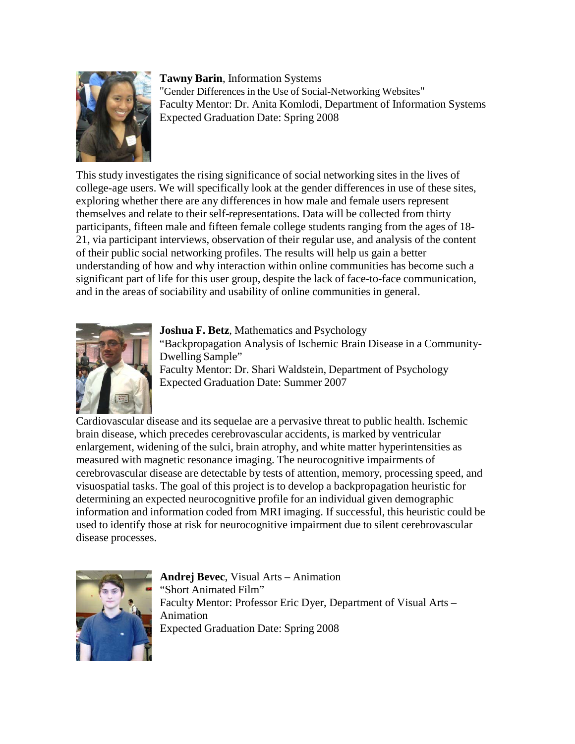**Tawny Barin**, Information Systems
"Gender Differences in the Use of Social-Networking Websites"
Faculty Mentor: Dr. Anita Komlodi, Department of Information Systems
Expected Graduation Date: Spring 2008

This study investigates the rising significance of social networking sites in the lives of college-age users. We will specifically look at the gender differences in use of these sites, exploring whether there are any differences in how male and female users represent themselves and relate to their self-representations. Data will be collected from thirty participants, fifteen male and fifteen female college students ranging from the ages of 18-21, via participant interviews, observation of their regular use, and analysis of the content of their public social networking profiles. The results will help us gain a better understanding of how and why interaction within online communities has become such a significant part of life for this user group, despite the lack of face-to-face communication, and in the areas of sociability and usability of online communities in general.

**Joshua F. Betz**, Mathematics and Psychology
"Backpropagation Analysis of Ischemic Brain Disease in a Community-Dwelling Sample"
Faculty Mentor: Dr. Shari Waldstein, Department of Psychology
Expected Graduation Date: Summer 2007

Cardiovascular disease and its sequelae are a pervasive threat to public health. Ischemic brain disease, which precedes cerebrovascular accidents, is marked by ventricular enlargement, widening of the sulci, brain atrophy, and white matter hyperintensities as measured with magnetic resonance imaging. The neurocognitive impairments of cerebrovascular disease are detectable by tests of attention, memory, processing speed, and visuospatial tasks. The goal of this project is to develop a backpropagation heuristic for determining an expected neurocognitive profile for an individual given demographic information and information coded from MRI imaging. If successful, this heuristic could be used to identify those at risk for neurocognitive impairment due to silent cerebrovascular disease processes.

**Andrej Bevec**, Visual Arts – Animation
"Short Animated Film"
Faculty Mentor: Professor Eric Dyer, Department of Visual Arts – Animation
Expected Graduation Date: Spring 2008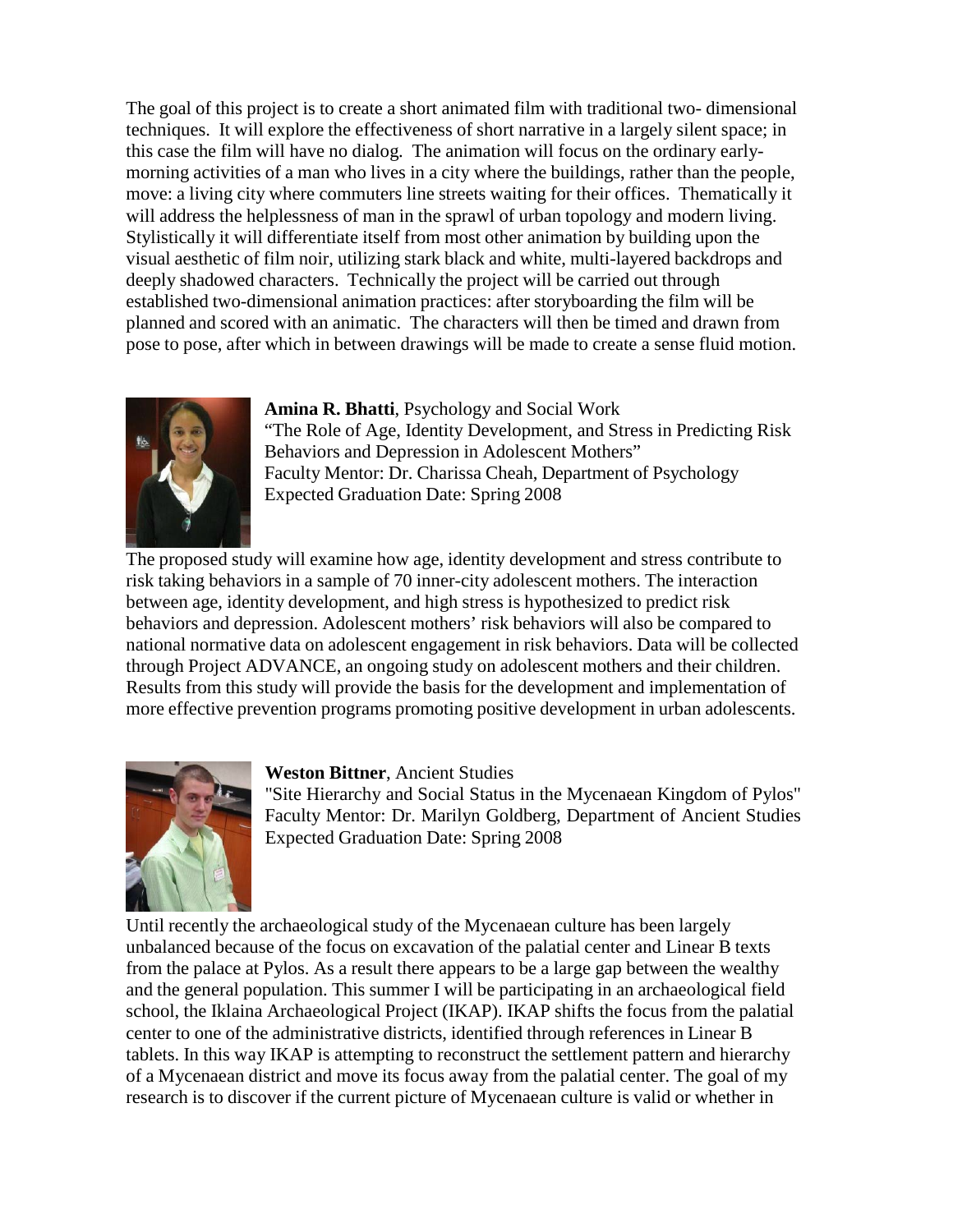The goal of this project is to create a short animated film with traditional two- dimensional techniques. It will explore the effectiveness of short narrative in a largely silent space; in this case the film will have no dialog. The animation will focus on the ordinary early-morning activities of a man who lives in a city where the buildings, rather than the people, move: a living city where commuters line streets waiting for their offices. Thematically it will address the helplessness of man in the sprawl of urban topology and modern living. Stylistically it will differentiate itself from most other animation by building upon the visual aesthetic of film noir, utilizing stark black and white, multi-layered backdrops and deeply shadowed characters. Technically the project will be carried out through established two-dimensional animation practices: after storyboarding the film will be planned and scored with an animatic. The characters will then be timed and drawn from pose to pose, after which in between drawings will be made to create a sense fluid motion.

**Amina R. Bhatti**, Psychology and Social Work
"The Role of Age, Identity Development, and Stress in Predicting Risk Behaviors and Depression in Adolescent Mothers"
Faculty Mentor: Dr. Charissa Cheah, Department of Psychology
Expected Graduation Date: Spring 2008

The proposed study will examine how age, identity development and stress contribute to risk taking behaviors in a sample of 70 inner-city adolescent mothers. The interaction between age, identity development, and high stress is hypothesized to predict risk behaviors and depression. Adolescent mothers' risk behaviors will also be compared to national normative data on adolescent engagement in risk behaviors. Data will be collected through Project ADVANCE, an ongoing study on adolescent mothers and their children. Results from this study will provide the basis for the development and implementation of more effective prevention programs promoting positive development in urban adolescents.

**Weston Bittner**, Ancient Studies
"Site Hierarchy and Social Status in the Mycenaean Kingdom of Pylos"
Faculty Mentor: Dr. Marilyn Goldberg, Department of Ancient Studies
Expected Graduation Date: Spring 2008

Until recently the archaeological study of the Mycenaean culture has been largely unbalanced because of the focus on excavation of the palatial center and Linear B texts from the palace at Pylos. As a result there appears to be a large gap between the wealthy and the general population. This summer I will be participating in an archaeological field school, the Iklaina Archaeological Project (IKAP). IKAP shifts the focus from the palatial center to one of the administrative districts, identified through references in Linear B tablets. In this way IKAP is attempting to reconstruct the settlement pattern and hierarchy of a Mycenaean district and move its focus away from the palatial center. The goal of my research is to discover if the current picture of Mycenaean culture is valid or whether in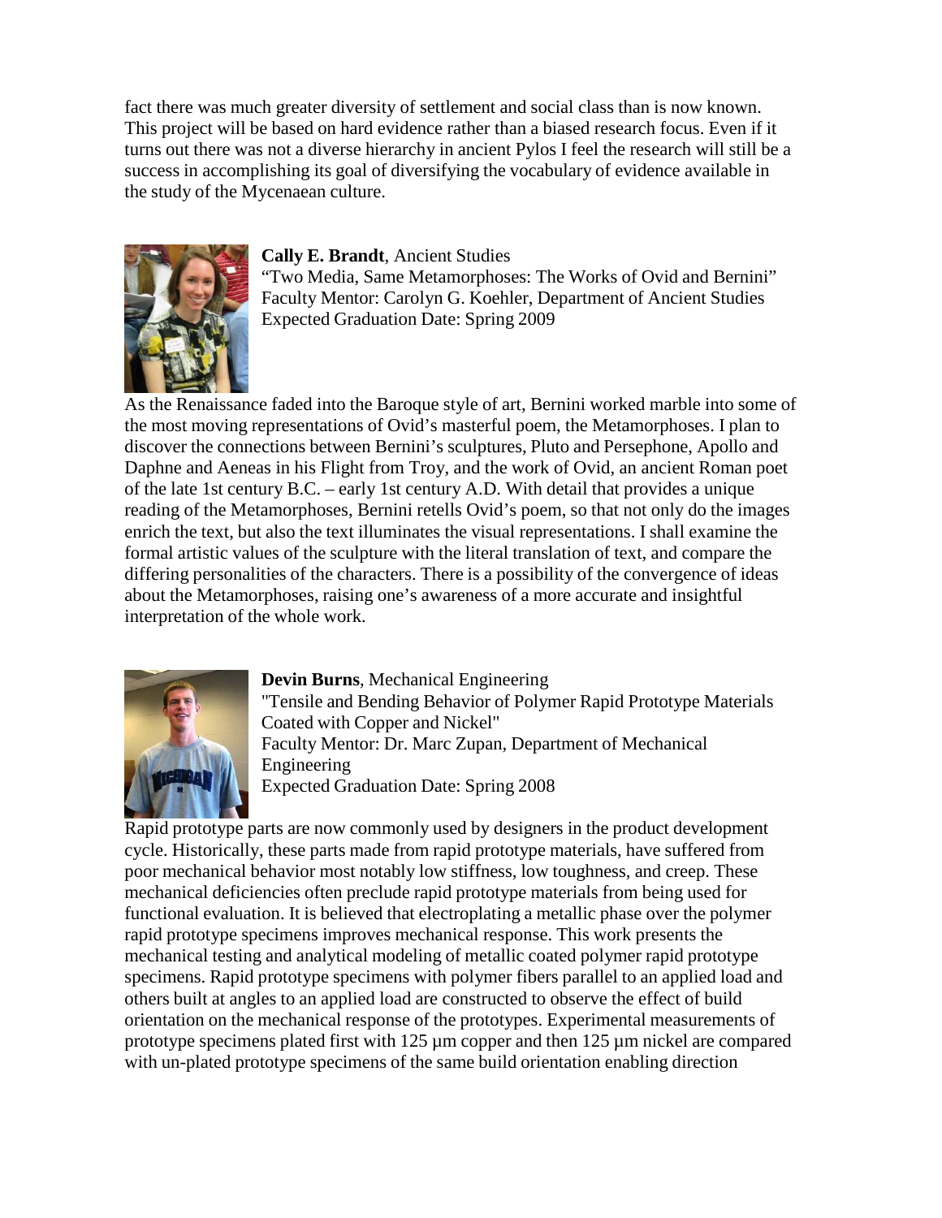fact there was much greater diversity of settlement and social class than is now known. This project will be based on hard evidence rather than a biased research focus. Even if it turns out there was not a diverse hierarchy in ancient Pylos I feel the research will still be a success in accomplishing its goal of diversifying the vocabulary of evidence available in the study of the Mycenaean culture.

**Cally E. Brandt**, Ancient Studies
"Two Media, Same Metamorphoses: The Works of Ovid and Bernini"
Faculty Mentor: Carolyn G. Koehler, Department of Ancient Studies
Expected Graduation Date: Spring 2009

As the Renaissance faded into the Baroque style of art, Bernini worked marble into some of the most moving representations of Ovid's masterful poem, the Metamorphoses. I plan to discover the connections between Bernini's sculptures, Pluto and Persephone, Apollo and Daphne and Aeneas in his Flight from Troy, and the work of Ovid, an ancient Roman poet of the late 1st century B.C. – early 1st century A.D. With detail that provides a unique reading of the Metamorphoses, Bernini retells Ovid's poem, so that not only do the images enrich the text, but also the text illuminates the visual representations. I shall examine the formal artistic values of the sculpture with the literal translation of text, and compare the differing personalities of the characters. There is a possibility of the convergence of ideas about the Metamorphoses, raising one's awareness of a more accurate and insightful interpretation of the whole work.

**Devin Burns**, Mechanical Engineering
"Tensile and Bending Behavior of Polymer Rapid Prototype Materials Coated with Copper and Nickel"
Faculty Mentor: Dr. Marc Zupan, Department of Mechanical Engineering
Expected Graduation Date: Spring 2008

Rapid prototype parts are now commonly used by designers in the product development cycle. Historically, these parts made from rapid prototype materials, have suffered from poor mechanical behavior most notably low stiffness, low toughness, and creep. These mechanical deficiencies often preclude rapid prototype materials from being used for functional evaluation. It is believed that electroplating a metallic phase over the polymer rapid prototype specimens improves mechanical response. This work presents the mechanical testing and analytical modeling of metallic coated polymer rapid prototype specimens. Rapid prototype specimens with polymer fibers parallel to an applied load and others built at angles to an applied load are constructed to observe the effect of build orientation on the mechanical response of the prototypes. Experimental measurements of prototype specimens plated first with 125 µm copper and then 125 µm nickel are compared with un-plated prototype specimens of the same build orientation enabling direction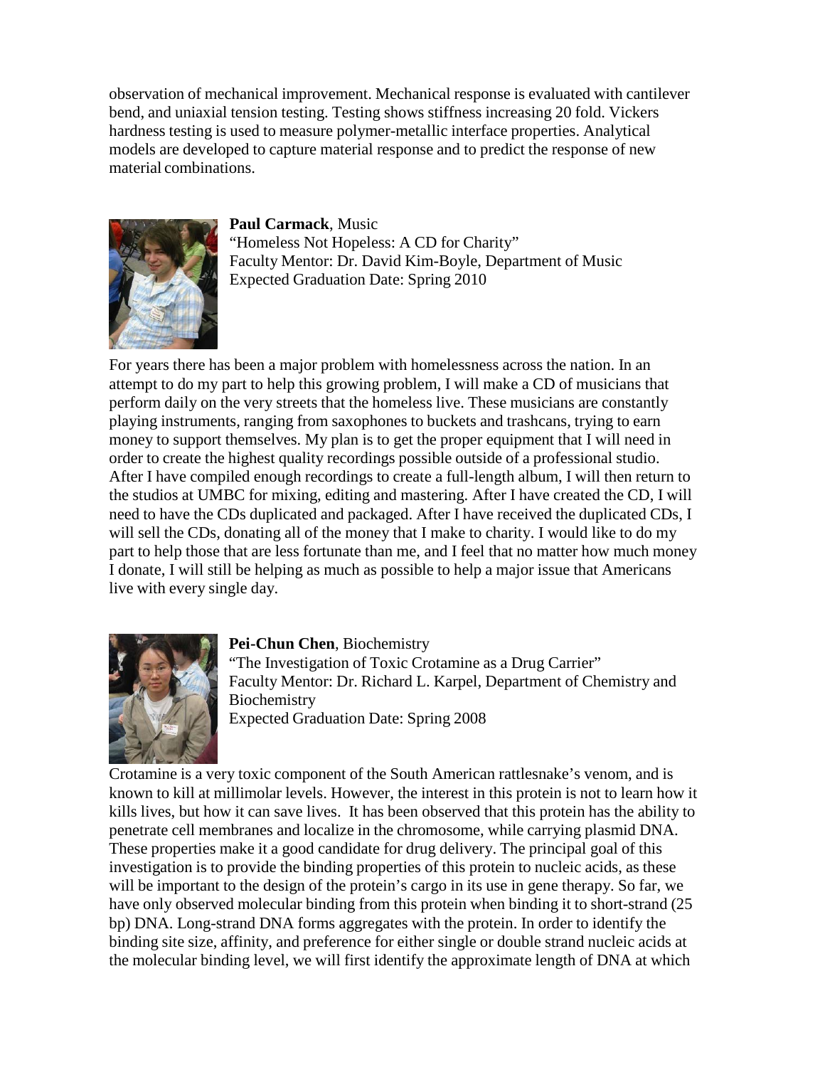observation of mechanical improvement. Mechanical response is evaluated with cantilever bend, and uniaxial tension testing. Testing shows stiffness increasing 20 fold. Vickers hardness testing is used to measure polymer-metallic interface properties. Analytical models are developed to capture material response and to predict the response of new material combinations.

**Paul Carmack**, Music
"Homeless Not Hopeless: A CD for Charity"
Faculty Mentor: Dr. David Kim-Boyle, Department of Music
Expected Graduation Date: Spring 2010

For years there has been a major problem with homelessness across the nation. In an attempt to do my part to help this growing problem, I will make a CD of musicians that perform daily on the very streets that the homeless live. These musicians are constantly playing instruments, ranging from saxophones to buckets and trashcans, trying to earn money to support themselves. My plan is to get the proper equipment that I will need in order to create the highest quality recordings possible outside of a professional studio. After I have compiled enough recordings to create a full-length album, I will then return to the studios at UMBC for mixing, editing and mastering. After I have created the CD, I will need to have the CDs duplicated and packaged. After I have received the duplicated CDs, I will sell the CDs, donating all of the money that I make to charity. I would like to do my part to help those that are less fortunate than me, and I feel that no matter how much money I donate, I will still be helping as much as possible to help a major issue that Americans live with every single day.

**Pei-Chun Chen**, Biochemistry
"The Investigation of Toxic Crotamine as a Drug Carrier"
Faculty Mentor: Dr. Richard L. Karpel, Department of Chemistry and Biochemistry
Expected Graduation Date: Spring 2008

Crotamine is a very toxic component of the South American rattlesnake's venom, and is known to kill at millimolar levels. However, the interest in this protein is not to learn how it kills lives, but how it can save lives. It has been observed that this protein has the ability to penetrate cell membranes and localize in the chromosome, while carrying plasmid DNA. These properties make it a good candidate for drug delivery. The principal goal of this investigation is to provide the binding properties of this protein to nucleic acids, as these will be important to the design of the protein's cargo in its use in gene therapy. So far, we have only observed molecular binding from this protein when binding it to short-strand (25 bp) DNA. Long-strand DNA forms aggregates with the protein. In order to identify the binding site size, affinity, and preference for either single or double strand nucleic acids at the molecular binding level, we will first identify the approximate length of DNA at which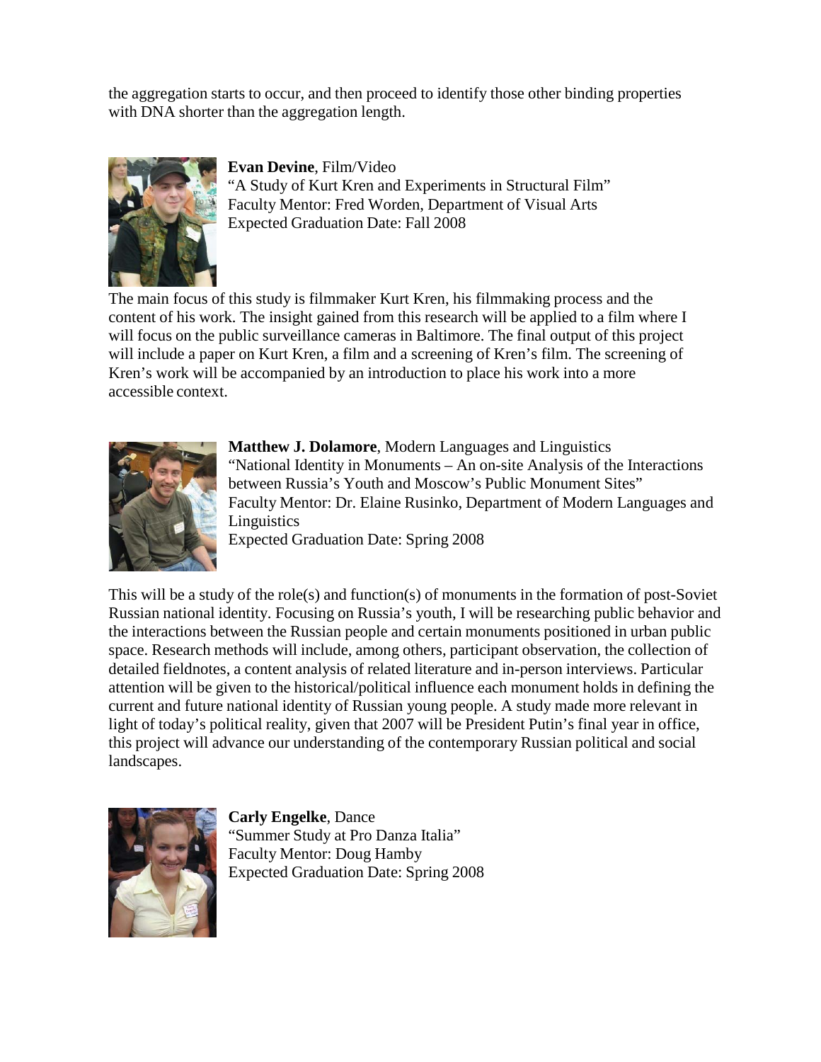the aggregation starts to occur, and then proceed to identify those other binding properties with DNA shorter than the aggregation length.

**Evan Devine**, Film/Video
"A Study of Kurt Kren and Experiments in Structural Film"
Faculty Mentor: Fred Worden, Department of Visual Arts
Expected Graduation Date: Fall 2008

The main focus of this study is filmmaker Kurt Kren, his filmmaking process and the content of his work. The insight gained from this research will be applied to a film where I will focus on the public surveillance cameras in Baltimore. The final output of this project will include a paper on Kurt Kren, a film and a screening of Kren's film. The screening of Kren's work will be accompanied by an introduction to place his work into a more accessible context.

**Matthew J. Dolamore**, Modern Languages and Linguistics
"National Identity in Monuments – An on-site Analysis of the Interactions between Russia's Youth and Moscow's Public Monument Sites"
Faculty Mentor: Dr. Elaine Rusinko, Department of Modern Languages and Linguistics
Expected Graduation Date: Spring 2008

This will be a study of the role(s) and function(s) of monuments in the formation of post-Soviet Russian national identity. Focusing on Russia's youth, I will be researching public behavior and the interactions between the Russian people and certain monuments positioned in urban public space. Research methods will include, among others, participant observation, the collection of detailed fieldnotes, a content analysis of related literature and in-person interviews. Particular attention will be given to the historical/political influence each monument holds in defining the current and future national identity of Russian young people. A study made more relevant in light of today's political reality, given that 2007 will be President Putin's final year in office, this project will advance our understanding of the contemporary Russian political and social landscapes.

**Carly Engelke**, Dance
"Summer Study at Pro Danza Italia"
Faculty Mentor: Doug Hamby
Expected Graduation Date: Spring 2008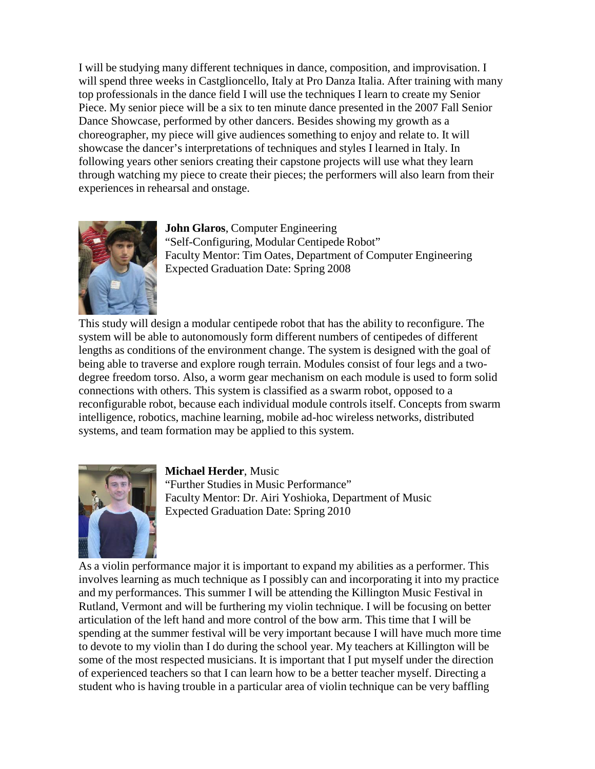I will be studying many different techniques in dance, composition, and improvisation. I will spend three weeks in Castglioncello, Italy at Pro Danza Italia. After training with many top professionals in the dance field I will use the techniques I learn to create my Senior Piece. My senior piece will be a six to ten minute dance presented in the 2007 Fall Senior Dance Showcase, performed by other dancers. Besides showing my growth as a choreographer, my piece will give audiences something to enjoy and relate to. It will showcase the dancer's interpretations of techniques and styles I learned in Italy. In following years other seniors creating their capstone projects will use what they learn through watching my piece to create their pieces; the performers will also learn from their experiences in rehearsal and onstage.

**John Glaros**, Computer Engineering
"Self-Configuring, Modular Centipede Robot"
Faculty Mentor: Tim Oates, Department of Computer Engineering
Expected Graduation Date: Spring 2008

This study will design a modular centipede robot that has the ability to reconfigure. The system will be able to autonomously form different numbers of centipedes of different lengths as conditions of the environment change. The system is designed with the goal of being able to traverse and explore rough terrain. Modules consist of four legs and a two-degree freedom torso. Also, a worm gear mechanism on each module is used to form solid connections with others. This system is classified as a swarm robot, opposed to a reconfigurable robot, because each individual module controls itself. Concepts from swarm intelligence, robotics, machine learning, mobile ad-hoc wireless networks, distributed systems, and team formation may be applied to this system.

**Michael Herder**, Music
"Further Studies in Music Performance"
Faculty Mentor: Dr. Airi Yoshioka, Department of Music
Expected Graduation Date: Spring 2010

As a violin performance major it is important to expand my abilities as a performer. This involves learning as much technique as I possibly can and incorporating it into my practice and my performances. This summer I will be attending the Killington Music Festival in Rutland, Vermont and will be furthering my violin technique. I will be focusing on better articulation of the left hand and more control of the bow arm. This time that I will be spending at the summer festival will be very important because I will have much more time to devote to my violin than I do during the school year. My teachers at Killington will be some of the most respected musicians. It is important that I put myself under the direction of experienced teachers so that I can learn how to be a better teacher myself. Directing a student who is having trouble in a particular area of violin technique can be very baffling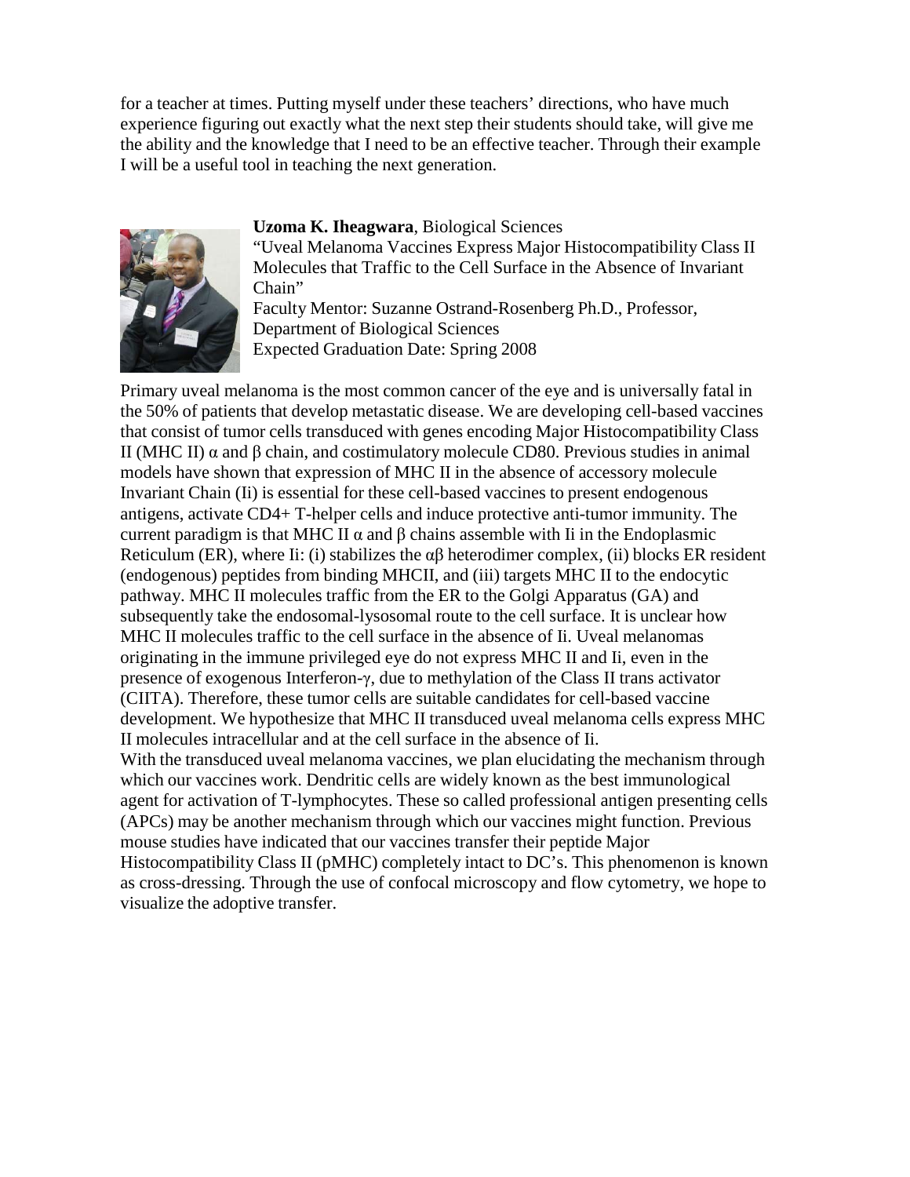for a teacher at times. Putting myself under these teachers' directions, who have much experience figuring out exactly what the next step their students should take, will give me the ability and the knowledge that I need to be an effective teacher. Through their example I will be a useful tool in teaching the next generation.

**Uzoma K. Iheagwara**, Biological Sciences
"Uveal Melanoma Vaccines Express Major Histocompatibility Class II Molecules that Traffic to the Cell Surface in the Absence of Invariant Chain"
Faculty Mentor: Suzanne Ostrand-Rosenberg Ph.D., Professor, Department of Biological Sciences
Expected Graduation Date: Spring 2008

Primary uveal melanoma is the most common cancer of the eye and is universally fatal in the 50% of patients that develop metastatic disease. We are developing cell-based vaccines that consist of tumor cells transduced with genes encoding Major Histocompatibility Class II (MHC II) $\alpha$ and $\beta$ chain, and costimulatory molecule CD80. Previous studies in animal models have shown that expression of MHC II in the absence of accessory molecule Invariant Chain (Ii) is essential for these cell-based vaccines to present endogenous antigens, activate CD4+ T-helper cells and induce protective anti-tumor immunity. The current paradigm is that MHC II $\alpha$ and $\beta$ chains assemble with Ii in the Endoplasmic Reticulum (ER), where Ii: (i) stabilizes the $\alpha\beta$ heterodimer complex, (ii) blocks ER resident (endogenous) peptides from binding MHCII, and (iii) targets MHC II to the endocytic pathway. MHC II molecules traffic from the ER to the Golgi Apparatus (GA) and subsequently take the endosomal-lysosomal route to the cell surface. It is unclear how MHC II molecules traffic to the cell surface in the absence of Ii. Uveal melanomas originating in the immune privileged eye do not express MHC II and Ii, even in the presence of exogenous Interferon-$\gamma$, due to methylation of the Class II trans activator (CIITA). Therefore, these tumor cells are suitable candidates for cell-based vaccine development. We hypothesize that MHC II transduced uveal melanoma cells express MHC II molecules intracellular and at the cell surface in the absence of Ii.
With the transduced uveal melanoma vaccines, we plan elucidating the mechanism through which our vaccines work. Dendritic cells are widely known as the best immunological agent for activation of T-lymphocytes. These so called professional antigen presenting cells (APCs) may be another mechanism through which our vaccines might function. Previous mouse studies have indicated that our vaccines transfer their peptide Major Histocompatibility Class II (pMHC) completely intact to DC's. This phenomenon is known as cross-dressing. Through the use of confocal microscopy and flow cytometry, we hope to visualize the adoptive transfer.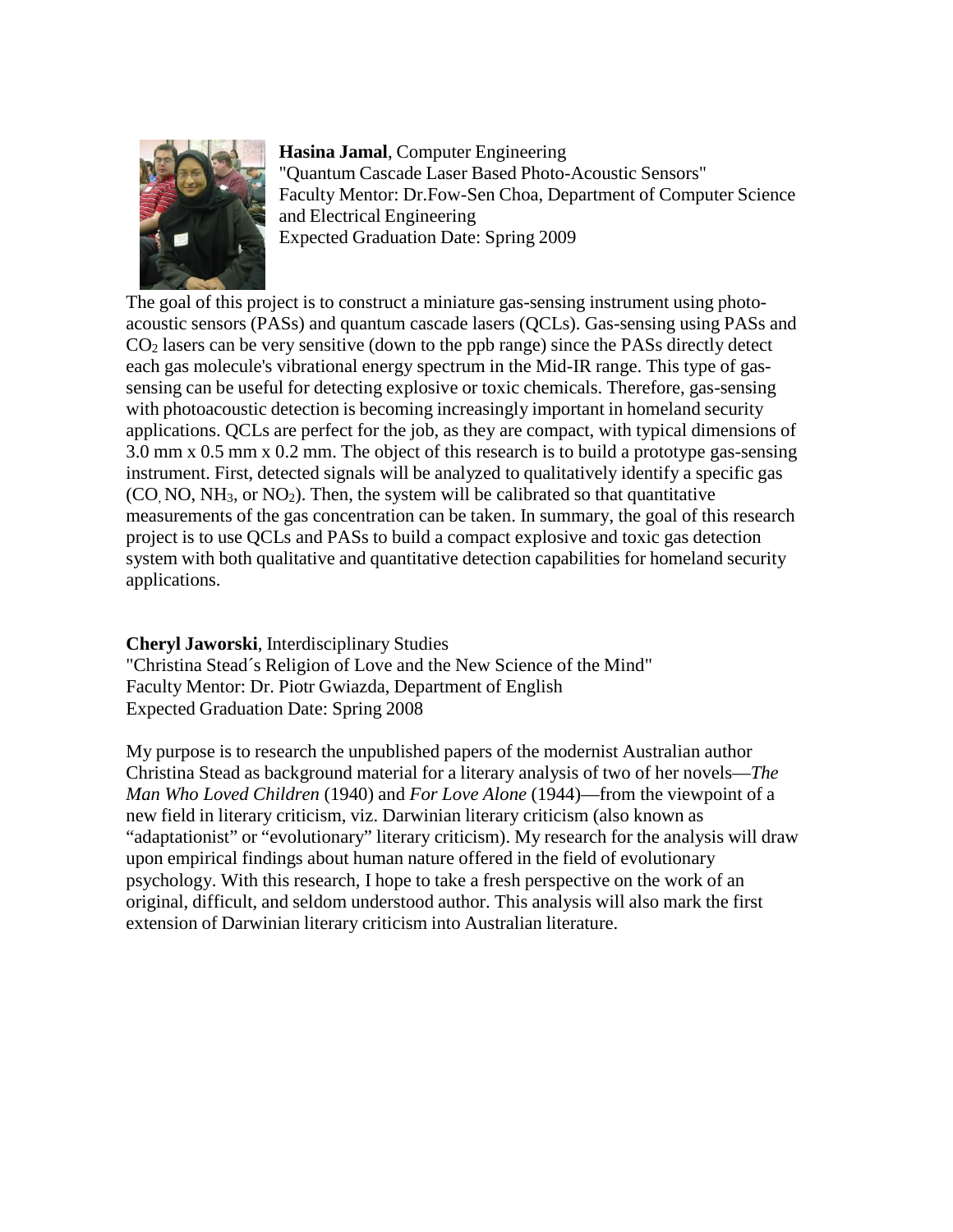**Hasina Jamal**, Computer Engineering
"Quantum Cascade Laser Based Photo-Acoustic Sensors"
Faculty Mentor: Dr.Fow-Sen Choa, Department of Computer Science and Electrical Engineering
Expected Graduation Date: Spring 2009

The goal of this project is to construct a miniature gas-sensing instrument using photo-acoustic sensors (PASs) and quantum cascade lasers (QCLs). Gas-sensing using PASs and $CO_2$ lasers can be very sensitive (down to the ppb range) since the PASs directly detect each gas molecule's vibrational energy spectrum in the Mid-IR range. This type of gas-sensing can be useful for detecting explosive or toxic chemicals. Therefore, gas-sensing with photoacoustic detection is becoming increasingly important in homeland security applications. QCLs are perfect for the job, as they are compact, with typical dimensions of 3.0 mm x 0.5 mm x 0.2 mm. The object of this research is to build a prototype gas-sensing instrument. First, detected signals will be analyzed to qualitatively identify a specific gas (CO, NO, $NH_3$, or $NO_2$). Then, the system will be calibrated so that quantitative measurements of the gas concentration can be taken. In summary, the goal of this research project is to use QCLs and PASs to build a compact explosive and toxic gas detection system with both qualitative and quantitative detection capabilities for homeland security applications.

**Cheryl Jaworski**, Interdisciplinary Studies
"Christina Stead´s Religion of Love and the New Science of the Mind"
Faculty Mentor: Dr. Piotr Gwiazda, Department of English
Expected Graduation Date: Spring 2008

My purpose is to research the unpublished papers of the modernist Australian author Christina Stead as background material for a literary analysis of two of her novels—*The Man Who Loved Children* (1940) and *For Love Alone* (1944)—from the viewpoint of a new field in literary criticism, viz. Darwinian literary criticism (also known as "adaptationist" or "evolutionary" literary criticism). My research for the analysis will draw upon empirical findings about human nature offered in the field of evolutionary psychology. With this research, I hope to take a fresh perspective on the work of an original, difficult, and seldom understood author. This analysis will also mark the first extension of Darwinian literary criticism into Australian literature.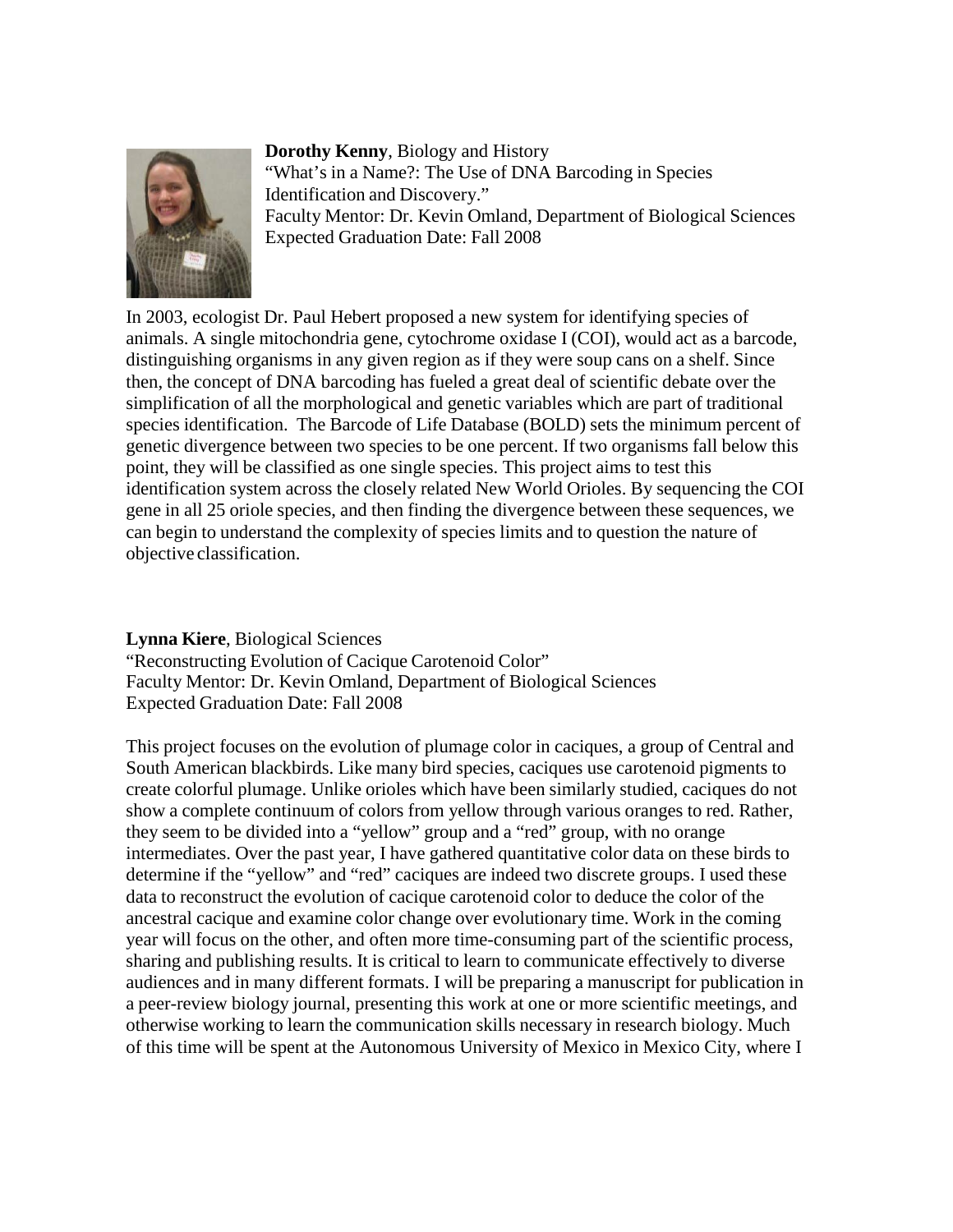**Dorothy Kenny**, Biology and History
"What's in a Name?: The Use of DNA Barcoding in Species Identification and Discovery."
Faculty Mentor: Dr. Kevin Omland, Department of Biological Sciences
Expected Graduation Date: Fall 2008

In 2003, ecologist Dr. Paul Hebert proposed a new system for identifying species of animals. A single mitochondria gene, cytochrome oxidase I (COI), would act as a barcode, distinguishing organisms in any given region as if they were soup cans on a shelf. Since then, the concept of DNA barcoding has fueled a great deal of scientific debate over the simplification of all the morphological and genetic variables which are part of traditional species identification. The Barcode of Life Database (BOLD) sets the minimum percent of genetic divergence between two species to be one percent. If two organisms fall below this point, they will be classified as one single species. This project aims to test this identification system across the closely related New World Orioles. By sequencing the COI gene in all 25 oriole species, and then finding the divergence between these sequences, we can begin to understand the complexity of species limits and to question the nature of objective classification.

**Lynna Kiere**, Biological Sciences
"Reconstructing Evolution of Cacique Carotenoid Color"
Faculty Mentor: Dr. Kevin Omland, Department of Biological Sciences
Expected Graduation Date: Fall 2008

This project focuses on the evolution of plumage color in caciques, a group of Central and South American blackbirds. Like many bird species, caciques use carotenoid pigments to create colorful plumage. Unlike orioles which have been similarly studied, caciques do not show a complete continuum of colors from yellow through various oranges to red. Rather, they seem to be divided into a "yellow" group and a "red" group, with no orange intermediates. Over the past year, I have gathered quantitative color data on these birds to determine if the "yellow" and "red" caciques are indeed two discrete groups. I used these data to reconstruct the evolution of cacique carotenoid color to deduce the color of the ancestral cacique and examine color change over evolutionary time. Work in the coming year will focus on the other, and often more time-consuming part of the scientific process, sharing and publishing results. It is critical to learn to communicate effectively to diverse audiences and in many different formats. I will be preparing a manuscript for publication in a peer-review biology journal, presenting this work at one or more scientific meetings, and otherwise working to learn the communication skills necessary in research biology. Much of this time will be spent at the Autonomous University of Mexico in Mexico City, where I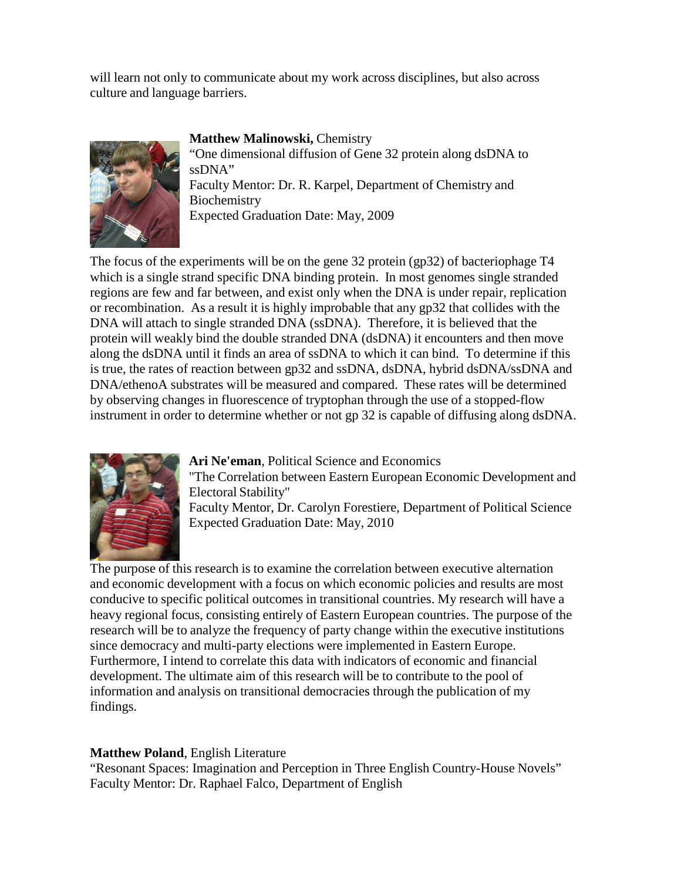will learn not only to communicate about my work across disciplines, but also across culture and language barriers.

**Matthew Malinowski,** Chemistry
"One dimensional diffusion of Gene 32 protein along dsDNA to ssDNA"
Faculty Mentor: Dr. R. Karpel, Department of Chemistry and Biochemistry
Expected Graduation Date: May, 2009

The focus of the experiments will be on the gene 32 protein (gp32) of bacteriophage T4 which is a single strand specific DNA binding protein. In most genomes single stranded regions are few and far between, and exist only when the DNA is under repair, replication or recombination. As a result it is highly improbable that any gp32 that collides with the DNA will attach to single stranded DNA (ssDNA). Therefore, it is believed that the protein will weakly bind the double stranded DNA (dsDNA) it encounters and then move along the dsDNA until it finds an area of ssDNA to which it can bind. To determine if this is true, the rates of reaction between gp32 and ssDNA, dsDNA, hybrid dsDNA/ssDNA and DNA/ethenoA substrates will be measured and compared. These rates will be determined by observing changes in fluorescence of tryptophan through the use of a stopped-flow instrument in order to determine whether or not gp 32 is capable of diffusing along dsDNA.

**Ari Ne'eman**, Political Science and Economics
"The Correlation between Eastern European Economic Development and Electoral Stability"
Faculty Mentor, Dr. Carolyn Forestiere, Department of Political Science
Expected Graduation Date: May, 2010

The purpose of this research is to examine the correlation between executive alternation and economic development with a focus on which economic policies and results are most conducive to specific political outcomes in transitional countries. My research will have a heavy regional focus, consisting entirely of Eastern European countries. The purpose of the research will be to analyze the frequency of party change within the executive institutions since democracy and multi-party elections were implemented in Eastern Europe. Furthermore, I intend to correlate this data with indicators of economic and financial development. The ultimate aim of this research will be to contribute to the pool of information and analysis on transitional democracies through the publication of my findings.

**Matthew Poland**, English Literature
"Resonant Spaces: Imagination and Perception in Three English Country-House Novels"
Faculty Mentor: Dr. Raphael Falco, Department of English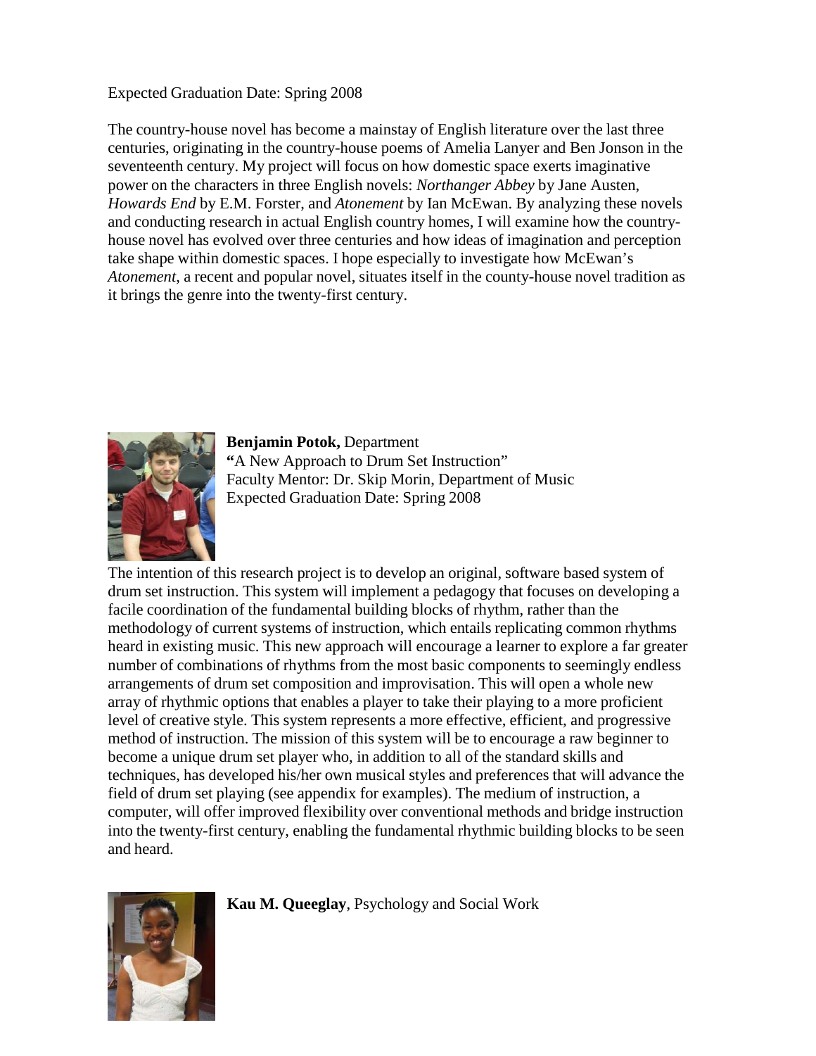Expected Graduation Date: Spring 2008

The country-house novel has become a mainstay of English literature over the last three centuries, originating in the country-house poems of Amelia Lanyer and Ben Jonson in the seventeenth century. My project will focus on how domestic space exerts imaginative power on the characters in three English novels: *Northanger Abbey* by Jane Austen, *Howards End* by E.M. Forster, and *Atonement* by Ian McEwan. By analyzing these novels and conducting research in actual English country homes, I will examine how the country-house novel has evolved over three centuries and how ideas of imagination and perception take shape within domestic spaces. I hope especially to investigate how McEwan's *Atonement*, a recent and popular novel, situates itself in the county-house novel tradition as it brings the genre into the twenty-first century.

**Benjamin Potok,** Department
**"**A New Approach to Drum Set Instruction"
Faculty Mentor: Dr. Skip Morin, Department of Music
Expected Graduation Date: Spring 2008

The intention of this research project is to develop an original, software based system of drum set instruction. This system will implement a pedagogy that focuses on developing a facile coordination of the fundamental building blocks of rhythm, rather than the methodology of current systems of instruction, which entails replicating common rhythms heard in existing music. This new approach will encourage a learner to explore a far greater number of combinations of rhythms from the most basic components to seemingly endless arrangements of drum set composition and improvisation. This will open a whole new array of rhythmic options that enables a player to take their playing to a more proficient level of creative style. This system represents a more effective, efficient, and progressive method of instruction. The mission of this system will be to encourage a raw beginner to become a unique drum set player who, in addition to all of the standard skills and techniques, has developed his/her own musical styles and preferences that will advance the field of drum set playing (see appendix for examples). The medium of instruction, a computer, will offer improved flexibility over conventional methods and bridge instruction into the twenty-first century, enabling the fundamental rhythmic building blocks to be seen and heard.

**Kau M. Queeglay**, Psychology and Social Work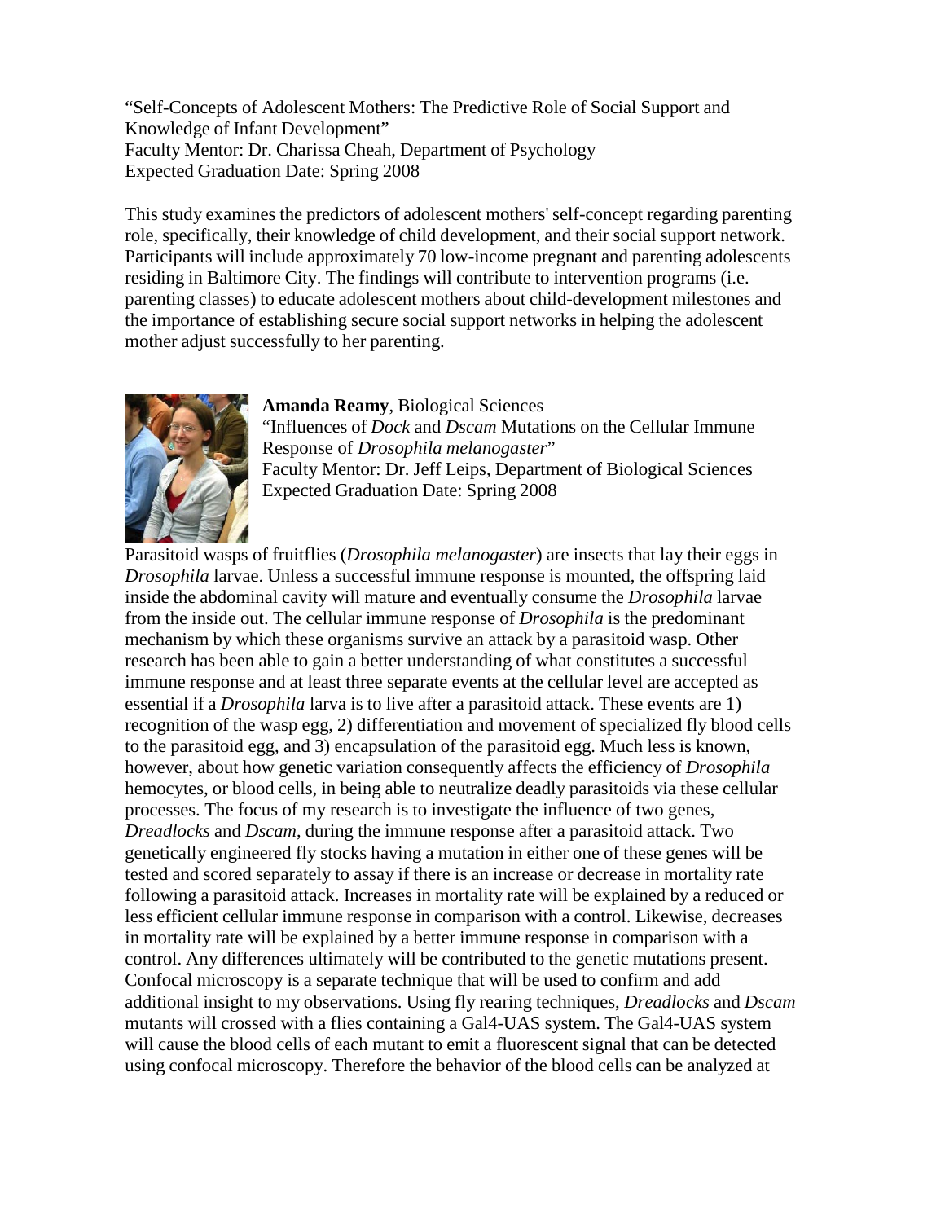"Self-Concepts of Adolescent Mothers: The Predictive Role of Social Support and Knowledge of Infant Development"
Faculty Mentor: Dr. Charissa Cheah, Department of Psychology
Expected Graduation Date: Spring 2008

This study examines the predictors of adolescent mothers' self-concept regarding parenting role, specifically, their knowledge of child development, and their social support network. Participants will include approximately 70 low-income pregnant and parenting adolescents residing in Baltimore City. The findings will contribute to intervention programs (i.e. parenting classes) to educate adolescent mothers about child-development milestones and the importance of establishing secure social support networks in helping the adolescent mother adjust successfully to her parenting.

**Amanda Reamy**, Biological Sciences
"Influences of *Dock* and *Dscam* Mutations on the Cellular Immune Response of *Drosophila melanogaster*"
Faculty Mentor: Dr. Jeff Leips, Department of Biological Sciences
Expected Graduation Date: Spring 2008

Parasitoid wasps of fruitflies (*Drosophila melanogaster*) are insects that lay their eggs in *Drosophila* larvae. Unless a successful immune response is mounted, the offspring laid inside the abdominal cavity will mature and eventually consume the *Drosophila* larvae from the inside out. The cellular immune response of *Drosophila* is the predominant mechanism by which these organisms survive an attack by a parasitoid wasp. Other research has been able to gain a better understanding of what constitutes a successful immune response and at least three separate events at the cellular level are accepted as essential if a *Drosophila* larva is to live after a parasitoid attack. These events are 1) recognition of the wasp egg, 2) differentiation and movement of specialized fly blood cells to the parasitoid egg, and 3) encapsulation of the parasitoid egg. Much less is known, however, about how genetic variation consequently affects the efficiency of *Drosophila* hemocytes, or blood cells, in being able to neutralize deadly parasitoids via these cellular processes. The focus of my research is to investigate the influence of two genes, *Dreadlocks* and *Dscam*, during the immune response after a parasitoid attack. Two genetically engineered fly stocks having a mutation in either one of these genes will be tested and scored separately to assay if there is an increase or decrease in mortality rate following a parasitoid attack. Increases in mortality rate will be explained by a reduced or less efficient cellular immune response in comparison with a control. Likewise, decreases in mortality rate will be explained by a better immune response in comparison with a control. Any differences ultimately will be contributed to the genetic mutations present. Confocal microscopy is a separate technique that will be used to confirm and add additional insight to my observations. Using fly rearing techniques, *Dreadlocks* and *Dscam* mutants will crossed with a flies containing a Gal4-UAS system. The Gal4-UAS system will cause the blood cells of each mutant to emit a fluorescent signal that can be detected using confocal microscopy. Therefore the behavior of the blood cells can be analyzed at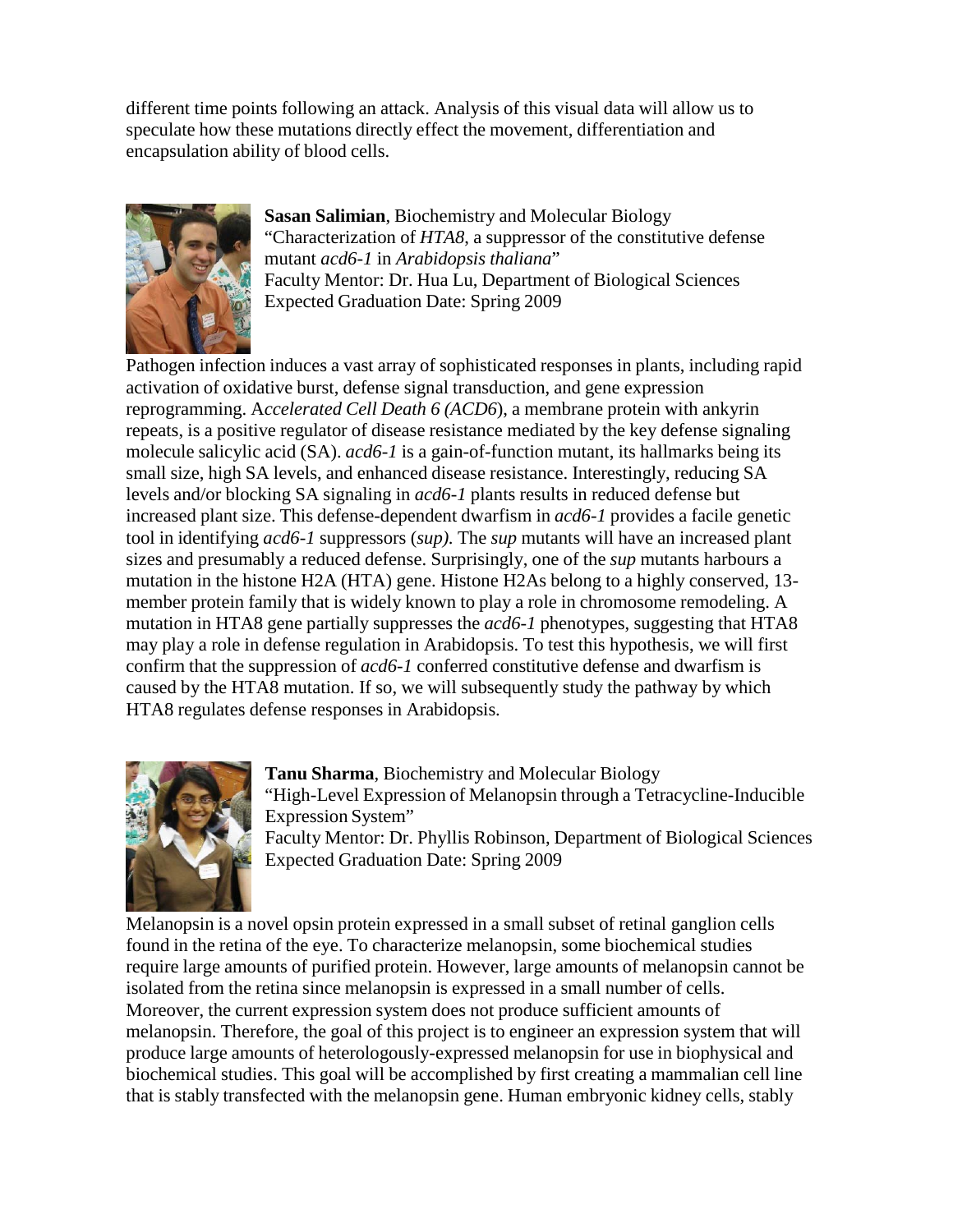different time points following an attack. Analysis of this visual data will allow us to speculate how these mutations directly effect the movement, differentiation and encapsulation ability of blood cells.

**Sasan Salimian**, Biochemistry and Molecular Biology
"Characterization of *HTA8*, a suppressor of the constitutive defense mutant *acd6-1* in *Arabidopsis thaliana*"
Faculty Mentor: Dr. Hua Lu, Department of Biological Sciences
Expected Graduation Date: Spring 2009

Pathogen infection induces a vast array of sophisticated responses in plants, including rapid activation of oxidative burst, defense signal transduction, and gene expression reprogramming. A*ccelerated Cell Death 6 (ACD6*), a membrane protein with ankyrin repeats, is a positive regulator of disease resistance mediated by the key defense signaling molecule salicylic acid (SA). *acd6-1* is a gain-of-function mutant, its hallmarks being its small size, high SA levels, and enhanced disease resistance. Interestingly, reducing SA levels and/or blocking SA signaling in *acd6-1* plants results in reduced defense but increased plant size. This defense-dependent dwarfism in *acd6-1* provides a facile genetic tool in identifying *acd6-1* suppressors (*sup).* The *sup* mutants will have an increased plant sizes and presumably a reduced defense. Surprisingly, one of the *sup* mutants harbours a mutation in the histone H2A (HTA) gene. Histone H2As belong to a highly conserved, 13-member protein family that is widely known to play a role in chromosome remodeling. A mutation in HTA8 gene partially suppresses the *acd6-1* phenotypes, suggesting that HTA8 may play a role in defense regulation in Arabidopsis. To test this hypothesis, we will first confirm that the suppression of *acd6-1* conferred constitutive defense and dwarfism is caused by the HTA8 mutation. If so, we will subsequently study the pathway by which HTA8 regulates defense responses in Arabidopsis.

**Tanu Sharma**, Biochemistry and Molecular Biology
"High-Level Expression of Melanopsin through a Tetracycline-Inducible Expression System"
Faculty Mentor: Dr. Phyllis Robinson, Department of Biological Sciences
Expected Graduation Date: Spring 2009

Melanopsin is a novel opsin protein expressed in a small subset of retinal ganglion cells found in the retina of the eye. To characterize melanopsin, some biochemical studies require large amounts of purified protein. However, large amounts of melanopsin cannot be isolated from the retina since melanopsin is expressed in a small number of cells. Moreover, the current expression system does not produce sufficient amounts of melanopsin. Therefore, the goal of this project is to engineer an expression system that will produce large amounts of heterologously-expressed melanopsin for use in biophysical and biochemical studies. This goal will be accomplished by first creating a mammalian cell line that is stably transfected with the melanopsin gene. Human embryonic kidney cells, stably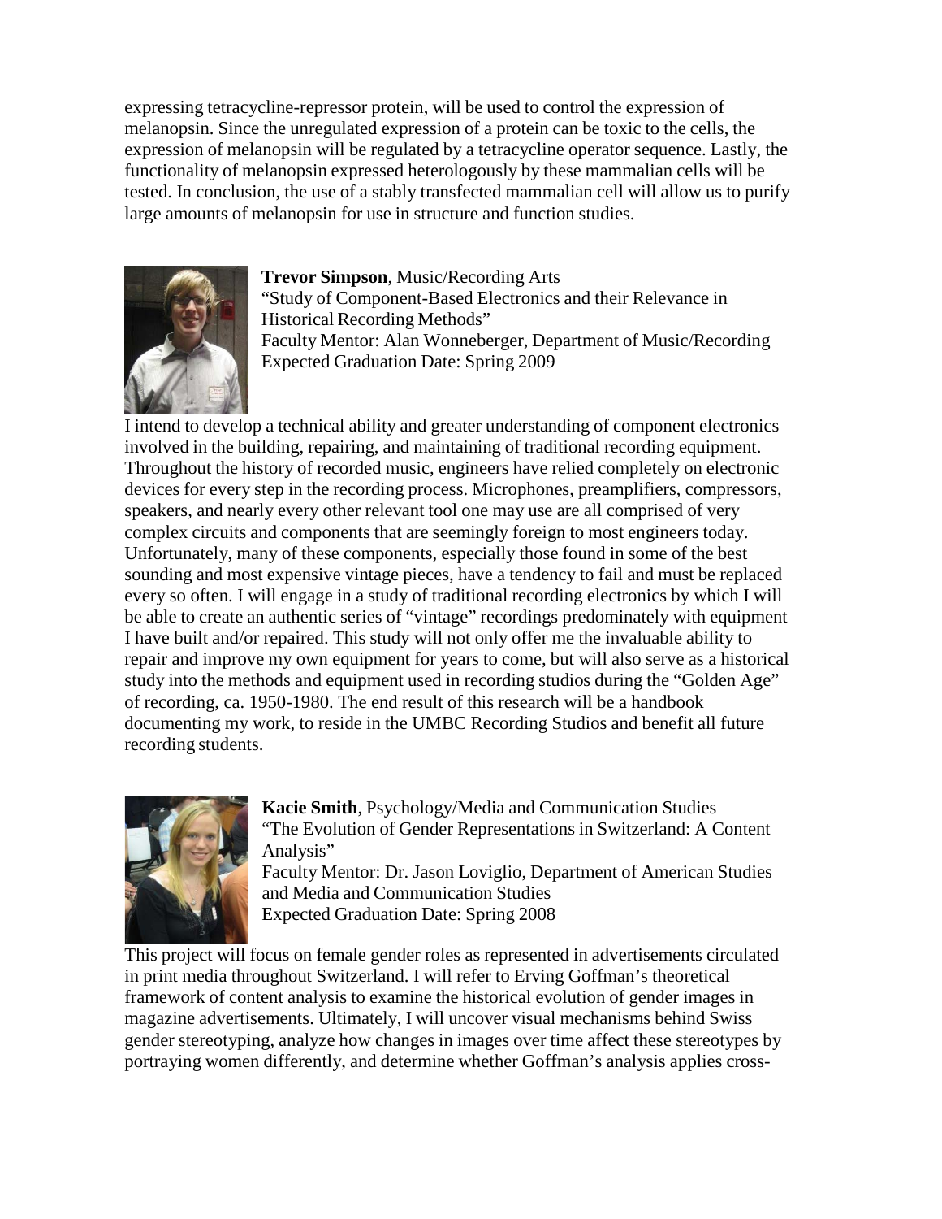expressing tetracycline-repressor protein, will be used to control the expression of melanopsin. Since the unregulated expression of a protein can be toxic to the cells, the expression of melanopsin will be regulated by a tetracycline operator sequence. Lastly, the functionality of melanopsin expressed heterologously by these mammalian cells will be tested. In conclusion, the use of a stably transfected mammalian cell will allow us to purify large amounts of melanopsin for use in structure and function studies.

**Trevor Simpson**, Music/Recording Arts
"Study of Component-Based Electronics and their Relevance in Historical Recording Methods"
Faculty Mentor: Alan Wonneberger, Department of Music/Recording
Expected Graduation Date: Spring 2009

I intend to develop a technical ability and greater understanding of component electronics involved in the building, repairing, and maintaining of traditional recording equipment. Throughout the history of recorded music, engineers have relied completely on electronic devices for every step in the recording process. Microphones, preamplifiers, compressors, speakers, and nearly every other relevant tool one may use are all comprised of very complex circuits and components that are seemingly foreign to most engineers today. Unfortunately, many of these components, especially those found in some of the best sounding and most expensive vintage pieces, have a tendency to fail and must be replaced every so often. I will engage in a study of traditional recording electronics by which I will be able to create an authentic series of "vintage" recordings predominately with equipment I have built and/or repaired. This study will not only offer me the invaluable ability to repair and improve my own equipment for years to come, but will also serve as a historical study into the methods and equipment used in recording studios during the "Golden Age" of recording, ca. 1950-1980. The end result of this research will be a handbook documenting my work, to reside in the UMBC Recording Studios and benefit all future recording students.

**Kacie Smith**, Psychology/Media and Communication Studies
"The Evolution of Gender Representations in Switzerland: A Content Analysis"
Faculty Mentor: Dr. Jason Loviglio, Department of American Studies and Media and Communication Studies
Expected Graduation Date: Spring 2008

This project will focus on female gender roles as represented in advertisements circulated in print media throughout Switzerland. I will refer to Erving Goffman's theoretical framework of content analysis to examine the historical evolution of gender images in magazine advertisements. Ultimately, I will uncover visual mechanisms behind Swiss gender stereotyping, analyze how changes in images over time affect these stereotypes by portraying women differently, and determine whether Goffman's analysis applies cross-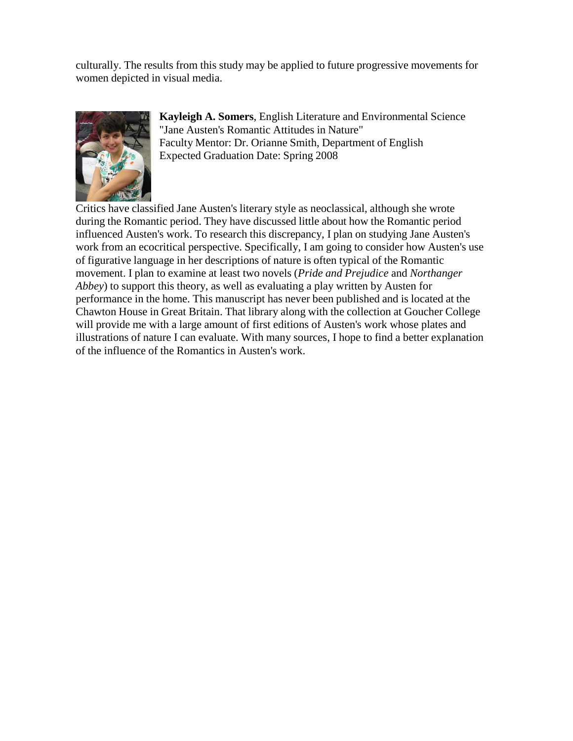culturally. The results from this study may be applied to future progressive movements for women depicted in visual media.

**Kayleigh A. Somers**, English Literature and Environmental Science
"Jane Austen's Romantic Attitudes in Nature"
Faculty Mentor: Dr. Orianne Smith, Department of English
Expected Graduation Date: Spring 2008

Critics have classified Jane Austen's literary style as neoclassical, although she wrote during the Romantic period. They have discussed little about how the Romantic period influenced Austen's work. To research this discrepancy, I plan on studying Jane Austen's work from an ecocritical perspective. Specifically, I am going to consider how Austen's use of figurative language in her descriptions of nature is often typical of the Romantic movement. I plan to examine at least two novels (*Pride and Prejudice* and *Northanger Abbey*) to support this theory, as well as evaluating a play written by Austen for performance in the home. This manuscript has never been published and is located at the Chawton House in Great Britain. That library along with the collection at Goucher College will provide me with a large amount of first editions of Austen's work whose plates and illustrations of nature I can evaluate. With many sources, I hope to find a better explanation of the influence of the Romantics in Austen's work.